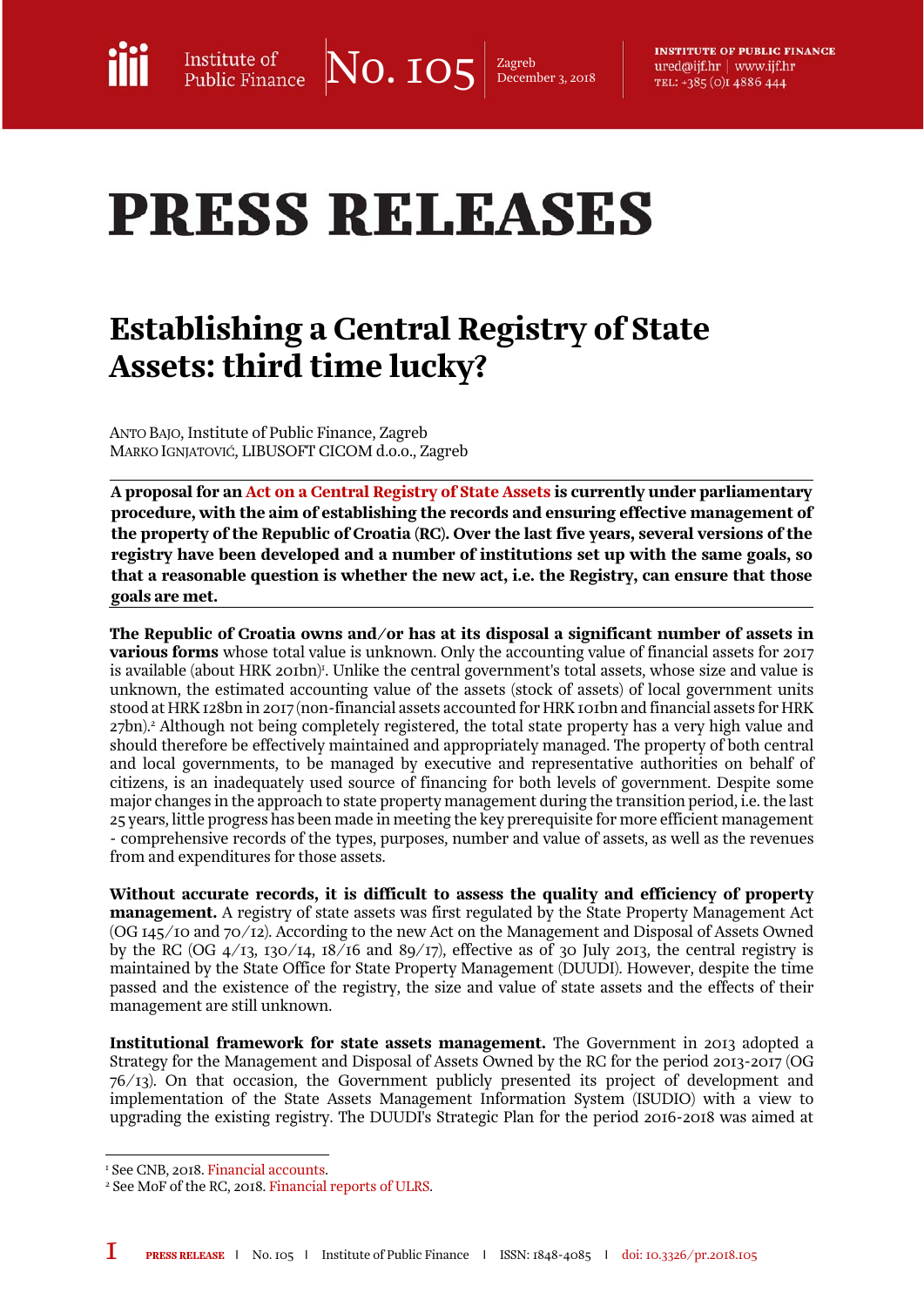# PRESS RELEASES

## Establishing a Central Registry of State Assets: third time lucky?

ANTO BAJO, Institute of Public Finance, Zagreb
MARKO IGNJATOVIĆ, LIBUSOFT CICOM d.o.o., Zagreb

**A proposal for an Act on a Central Registry of State Assets is currently under parliamentary procedure, with the aim of establishing the records and ensuring effective management of the property of the Republic of Croatia (RC). Over the last five years, several versions of the registry have been developed and a number of institutions set up with the same goals, so that a reasonable question is whether the new act, i.e. the Registry, can ensure that those goals are met.**

**The Republic of Croatia owns and/or has at its disposal a significant number of assets in various forms** whose total value is unknown. Only the accounting value of financial assets for 2017 is available (about HRK 201bn)[1]. Unlike the central government's total assets, whose size and value is unknown, the estimated accounting value of the assets (stock of assets) of local government units stood at HRK 128bn in 2017 (non-financial assets accounted for HRK 101bn and financial assets for HRK 27bn).[2] Although not being completely registered, the total state property has a very high value and should therefore be effectively maintained and appropriately managed. The property of both central and local governments, to be managed by executive and representative authorities on behalf of citizens, is an inadequately used source of financing for both levels of government. Despite some major changes in the approach to state property management during the transition period, i.e. the last 25 years, little progress has been made in meeting the key prerequisite for more efficient management - comprehensive records of the types, purposes, number and value of assets, as well as the revenues from and expenditures for those assets.

**Without accurate records, it is difficult to assess the quality and efficiency of property management.** A registry of state assets was first regulated by the State Property Management Act (OG 145/10 and 70/12). According to the new Act on the Management and Disposal of Assets Owned by the RC (OG 4/13, 130/14, 18/16 and 89/17), effective as of 30 July 2013, the central registry is maintained by the State Office for State Property Management (DUUDI). However, despite the time passed and the existence of the registry, the size and value of state assets and the effects of their management are still unknown.

**Institutional framework for state assets management.** The Government in 2013 adopted a Strategy for the Management and Disposal of Assets Owned by the RC for the period 2013-2017 (OG 76/13). On that occasion, the Government publicly presented its project of development and implementation of the State Assets Management Information System (ISUDIO) with a view to upgrading the existing registry. The DUUDI's Strategic Plan for the period 2016-2018 was aimed at

[1] See CNB, 2018. Financial accounts.
[2] See MoF of the RC, 2018. Financial reports of ULRS.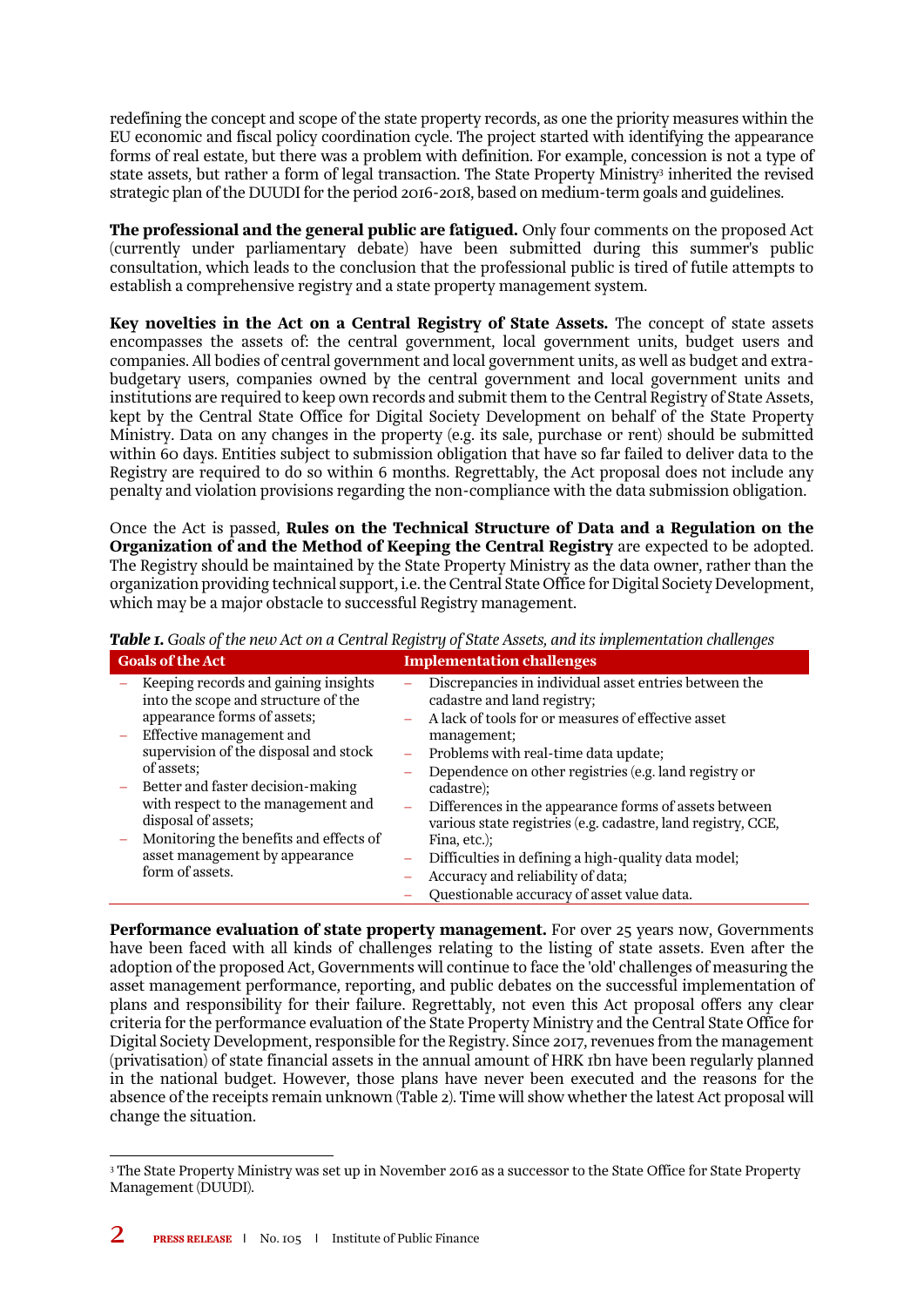redefining the concept and scope of the state property records, as one the priority measures within the EU economic and fiscal policy coordination cycle. The project started with identifying the appearance forms of real estate, but there was a problem with definition. For example, concession is not a type of state assets, but rather a form of legal transaction. The State Property Ministry[3] inherited the revised strategic plan of the DUUDI for the period 2016-2018, based on medium-term goals and guidelines.

**The professional and the general public are fatigued.** Only four comments on the proposed Act (currently under parliamentary debate) have been submitted during this summer's public consultation, which leads to the conclusion that the professional public is tired of futile attempts to establish a comprehensive registry and a state property management system.

**Key novelties in the Act on a Central Registry of State Assets.** The concept of state assets encompasses the assets of: the central government, local government units, budget users and companies. All bodies of central government and local government units, as well as budget and extra-budgetary users, companies owned by the central government and local government units and institutions are required to keep own records and submit them to the Central Registry of State Assets, kept by the Central State Office for Digital Society Development on behalf of the State Property Ministry. Data on any changes in the property (e.g. its sale, purchase or rent) should be submitted within 60 days. Entities subject to submission obligation that have so far failed to deliver data to the Registry are required to do so within 6 months. Regrettably, the Act proposal does not include any penalty and violation provisions regarding the non-compliance with the data submission obligation.

Once the Act is passed, **Rules on the Technical Structure of Data and a Regulation on the Organization of and the Method of Keeping the Central Registry** are expected to be adopted. The Registry should be maintained by the State Property Ministry as the data owner, rather than the organization providing technical support, i.e. the Central State Office for Digital Society Development, which may be a major obstacle to successful Registry management.

***Table 1.*** *Goals of the new Act on a Central Registry of State Assets, and its implementation challenges*

| Goals of the Act | Implementation challenges |
|---|---|
| – Keeping records and gaining insights into the scope and structure of the appearance forms of assets;<br>– Effective management and supervision of the disposal and stock of assets;<br>– Better and faster decision-making with respect to the management and disposal of assets;<br>– Monitoring the benefits and effects of asset management by appearance form of assets. | – Discrepancies in individual asset entries between the cadastre and land registry;<br>– A lack of tools for or measures of effective asset management;<br>– Problems with real-time data update;<br>– Dependence on other registries (e.g. land registry or cadastre);<br>– Differences in the appearance forms of assets between various state registries (e.g. cadastre, land registry, CCE, Fina, etc.);<br>– Difficulties in defining a high-quality data model;<br>– Accuracy and reliability of data;<br>– Questionable accuracy of asset value data. |

**Performance evaluation of state property management.** For over 25 years now, Governments have been faced with all kinds of challenges relating to the listing of state assets. Even after the adoption of the proposed Act, Governments will continue to face the 'old' challenges of measuring the asset management performance, reporting, and public debates on the successful implementation of plans and responsibility for their failure. Regrettably, not even this Act proposal offers any clear criteria for the performance evaluation of the State Property Ministry and the Central State Office for Digital Society Development, responsible for the Registry. Since 2017, revenues from the management (privatisation) of state financial assets in the annual amount of HRK 1bn have been regularly planned in the national budget. However, those plans have never been executed and the reasons for the absence of the receipts remain unknown (Table 2). Time will show whether the latest Act proposal will change the situation.

[3] The State Property Ministry was set up in November 2016 as a successor to the State Office for State Property Management (DUUDI).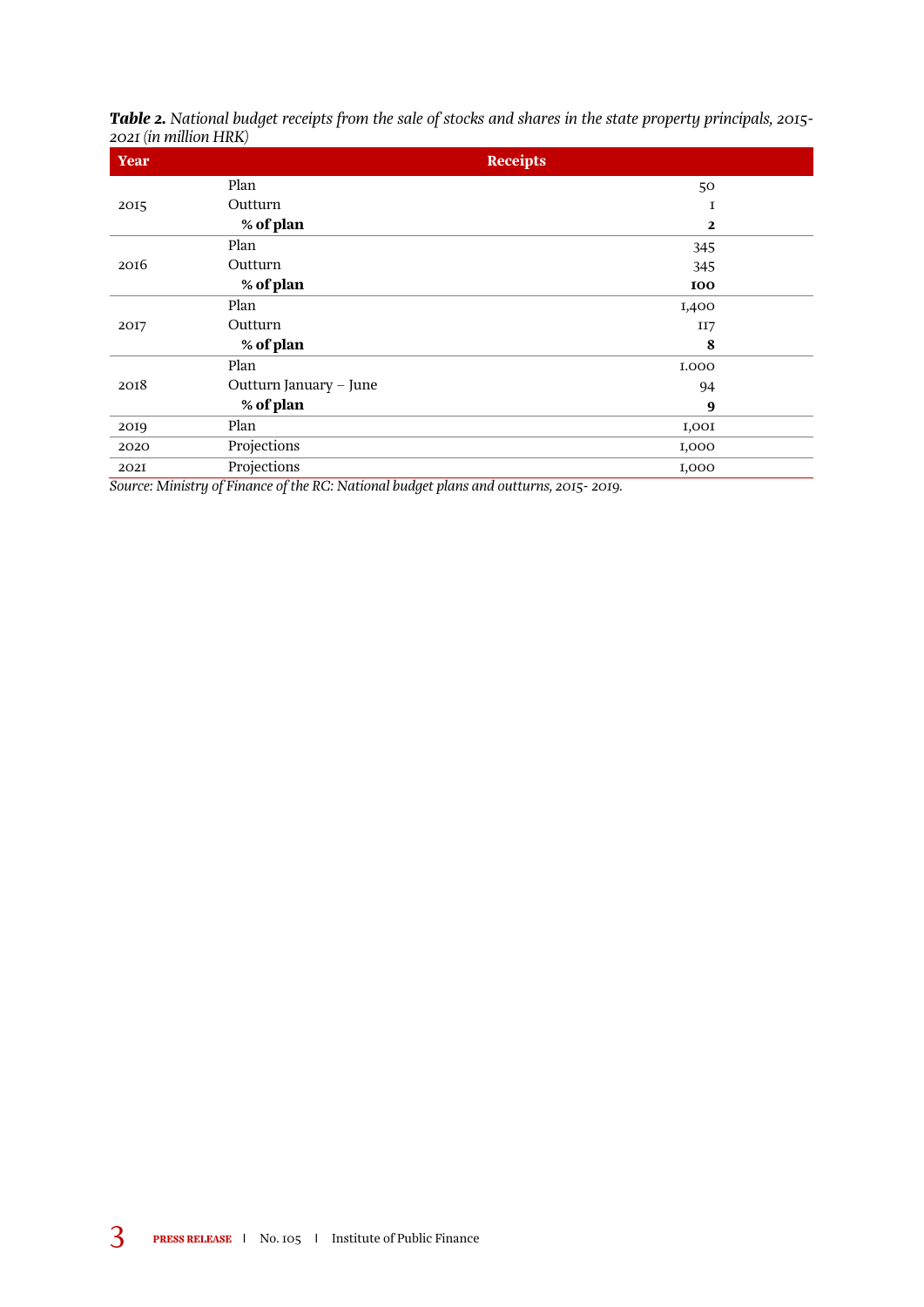***Table 2.*** *National budget receipts from the sale of stocks and shares in the state property principals, 2015-2021 (in million HRK)*

| Year | Receipts | |
|---|---|---|
| 2015 | Plan | 50 |
| | Outturn | 1 |
| | **% of plan** | **2** |
| 2016 | Plan | 345 |
| | Outturn | 345 |
| | **% of plan** | **100** |
| 2017 | Plan | 1,400 |
| | Outturn | 117 |
| | **% of plan** | **8** |
| 2018 | Plan | 1.000 |
| | Outturn January – June | 94 |
| | **% of plan** | **9** |
| 2019 | Plan | 1,001 |
| 2020 | Projections | 1,000 |
| 2021 | Projections | 1,000 |

*Source: Ministry of Finance of the RC: National budget plans and outturns, 2015- 2019.*